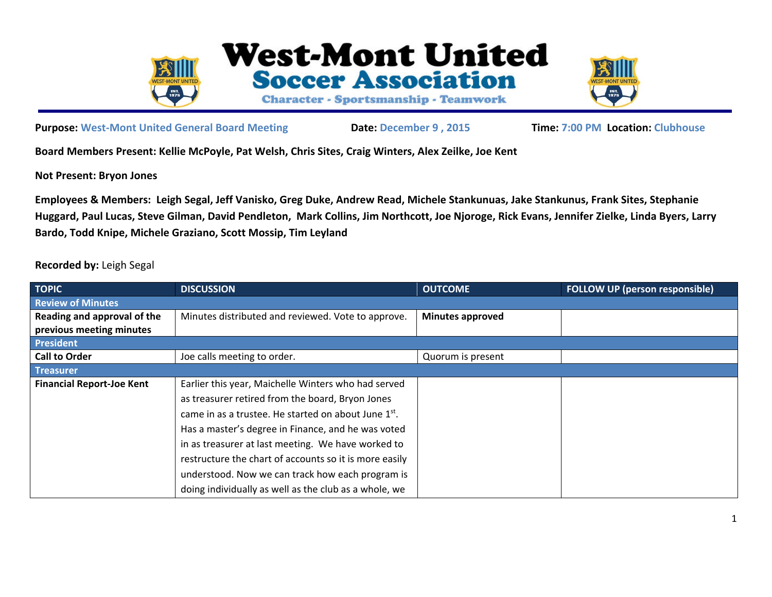# West-Mont United Soccer Association

**Character - Sportsmanship - Teamwork**

**Purpose:** West-Mont United General Board Meeting **Date:** December 9 , 2015 **Time:** 7:00 PM **Location:** Clubhouse

**Board Members Present: Kellie McPoyle, Pat Welsh, Chris Sites, Craig Winters, Alex Zeilke, Joe Kent**

**Not Present: Bryon Jones**

**Employees & Members: Leigh Segal, Jeff Vanisko, Greg Duke, Andrew Read, Michele Stankunuas, Jake Stankunus, Frank Sites, Stephanie Huggard, Paul Lucas, Steve Gilman, David Pendleton, Mark Collins, Jim Northcott, Joe Njoroge, Rick Evans, Jennifer Zielke, Linda Byers, Larry Bardo, Todd Knipe, Michele Graziano, Scott Mossip, Tim Leyland**

**Recorded by:** Leigh Segal

| TOPIC | DISCUSSION | OUTCOME | FOLLOW UP (person responsible) |
|---|---|---|---|
| **Review of Minutes** | | | |
| **Reading and approval of the previous meeting minutes** | Minutes distributed and reviewed. Vote to approve. | **Minutes approved** | |
| **President** | | | |
| **Call to Order** | Joe calls meeting to order. | Quorum is present | |
| **Treasurer** | | | |
| **Financial Report-Joe Kent** | Earlier this year, Maichelle Winters who had served as treasurer retired from the board, Bryon Jones came in as a trustee. He started on about June 1st. Has a master's degree in Finance, and he was voted in as treasurer at last meeting. We have worked to restructure the chart of accounts so it is more easily understood. Now we can track how each program is doing individually as well as the club as a whole, we | | |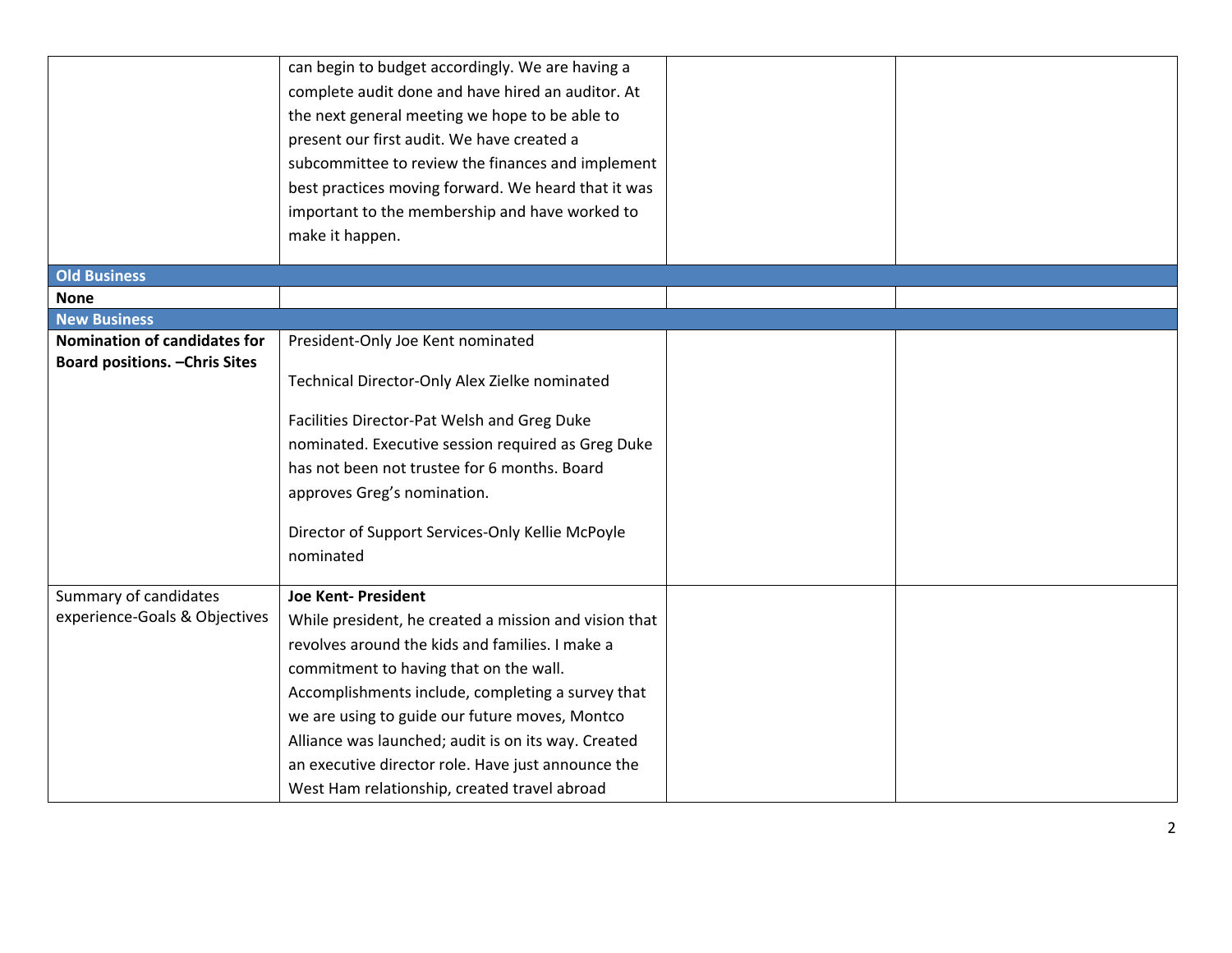| | | | |
|---|---|---|---|
| | can begin to budget accordingly. We are having a complete audit done and have hired an auditor. At the next general meeting we hope to be able to present our first audit. We have created a subcommittee to review the finances and implement best practices moving forward. We heard that it was important to the membership and have worked to make it happen. | | |
| **Old Business** | | | |
| **None** | | | |
| **New Business** | | | |
| **Nomination of candidates for Board positions. –Chris Sites** | President-Only Joe Kent nominated<br><br>Technical Director-Only Alex Zielke nominated<br><br>Facilities Director-Pat Welsh and Greg Duke nominated. Executive session required as Greg Duke has not been not trustee for 6 months. Board approves Greg's nomination.<br><br>Director of Support Services-Only Kellie McPoyle nominated | | |
| Summary of candidates experience-Goals & Objectives | **Joe Kent- President**<br>While president, he created a mission and vision that revolves around the kids and families. I make a commitment to having that on the wall. Accomplishments include, completing a survey that we are using to guide our future moves, Montco Alliance was launched; audit is on its way. Created an executive director role. Have just announce the West Ham relationship, created travel abroad | | |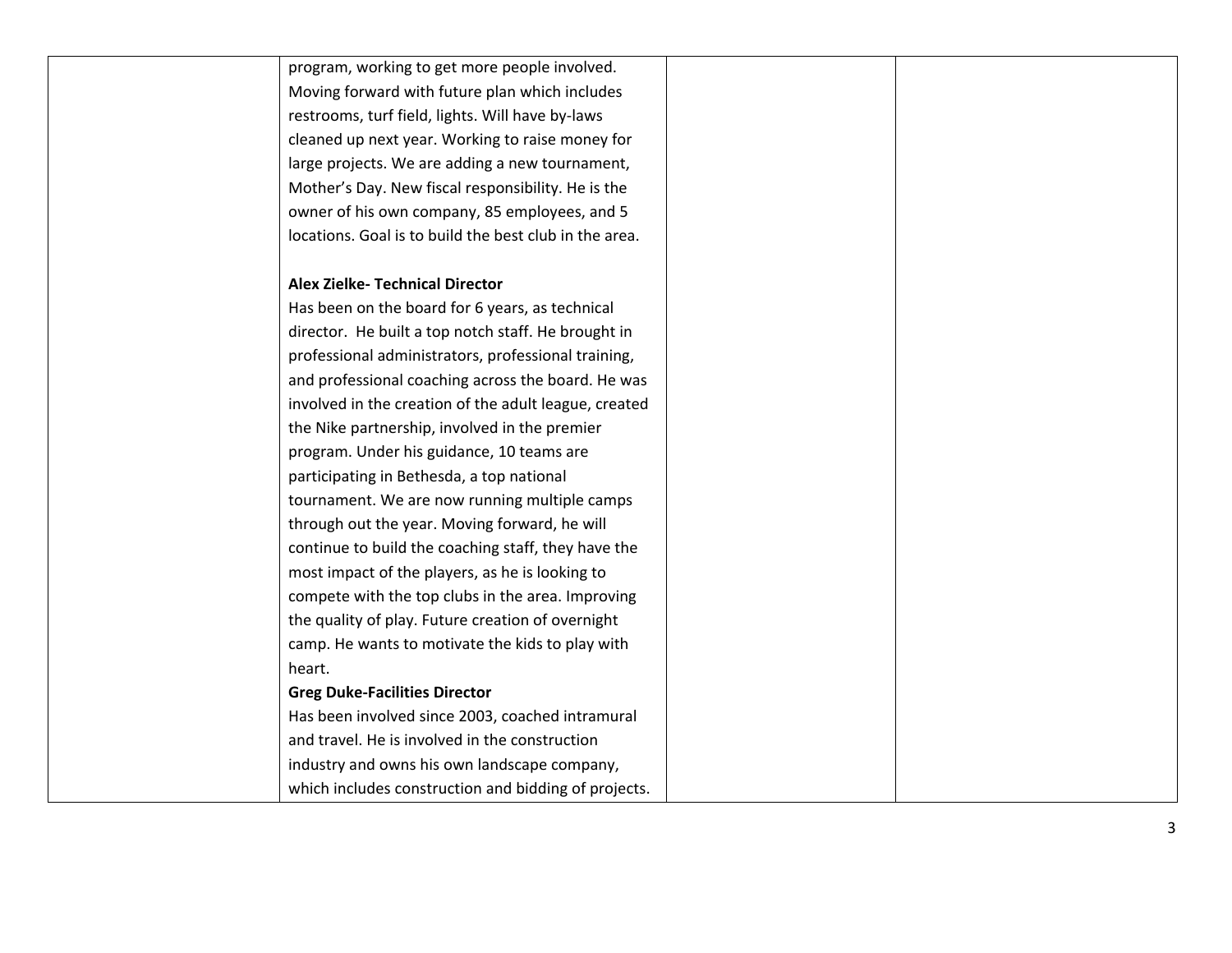| | | | |
|---|---|---|---|
| | program, working to get more people involved. Moving forward with future plan which includes restrooms, turf field, lights. Will have by-laws cleaned up next year. Working to raise money for large projects. We are adding a new tournament, Mother's Day. New fiscal responsibility. He is the owner of his own company, 85 employees, and 5 locations. Goal is to build the best club in the area.<br><br>**Alex Zielke- Technical Director**<br>Has been on the board for 6 years, as technical director. He built a top notch staff. He brought in professional administrators, professional training, and professional coaching across the board. He was involved in the creation of the adult league, created the Nike partnership, involved in the premier program. Under his guidance, 10 teams are participating in Bethesda, a top national tournament. We are now running multiple camps through out the year. Moving forward, he will continue to build the coaching staff, they have the most impact of the players, as he is looking to compete with the top clubs in the area. Improving the quality of play. Future creation of overnight camp. He wants to motivate the kids to play with heart.<br>**Greg Duke-Facilities Director**<br>Has been involved since 2003, coached intramural and travel. He is involved in the construction industry and owns his own landscape company, which includes construction and bidding of projects. | | |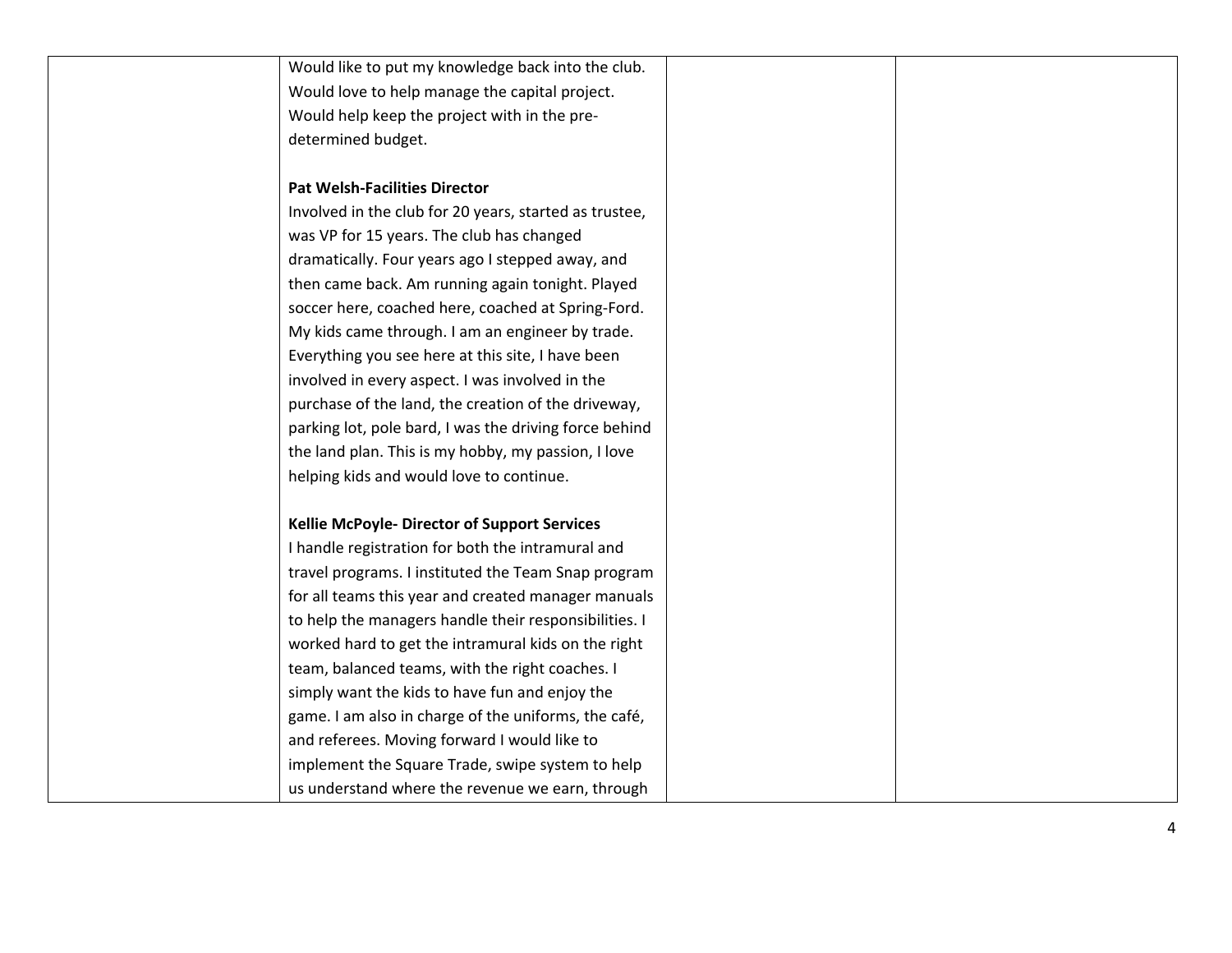| | | | |
|---|---|---|---|
| | Would like to put my knowledge back into the club. Would love to help manage the capital project. Would help keep the project with in the pre-determined budget.<br><br>**Pat Welsh-Facilities Director**<br>Involved in the club for 20 years, started as trustee, was VP for 15 years. The club has changed dramatically. Four years ago I stepped away, and then came back. Am running again tonight. Played soccer here, coached here, coached at Spring-Ford. My kids came through. I am an engineer by trade. Everything you see here at this site, I have been involved in every aspect. I was involved in the purchase of the land, the creation of the driveway, parking lot, pole bard, I was the driving force behind the land plan. This is my hobby, my passion, I love helping kids and would love to continue.<br><br>**Kellie McPoyle- Director of Support Services**<br>I handle registration for both the intramural and travel programs. I instituted the Team Snap program for all teams this year and created manager manuals to help the managers handle their responsibilities. I worked hard to get the intramural kids on the right team, balanced teams, with the right coaches. I simply want the kids to have fun and enjoy the game. I am also in charge of the uniforms, the café, and referees. Moving forward I would like to implement the Square Trade, swipe system to help us understand where the revenue we earn, through | | |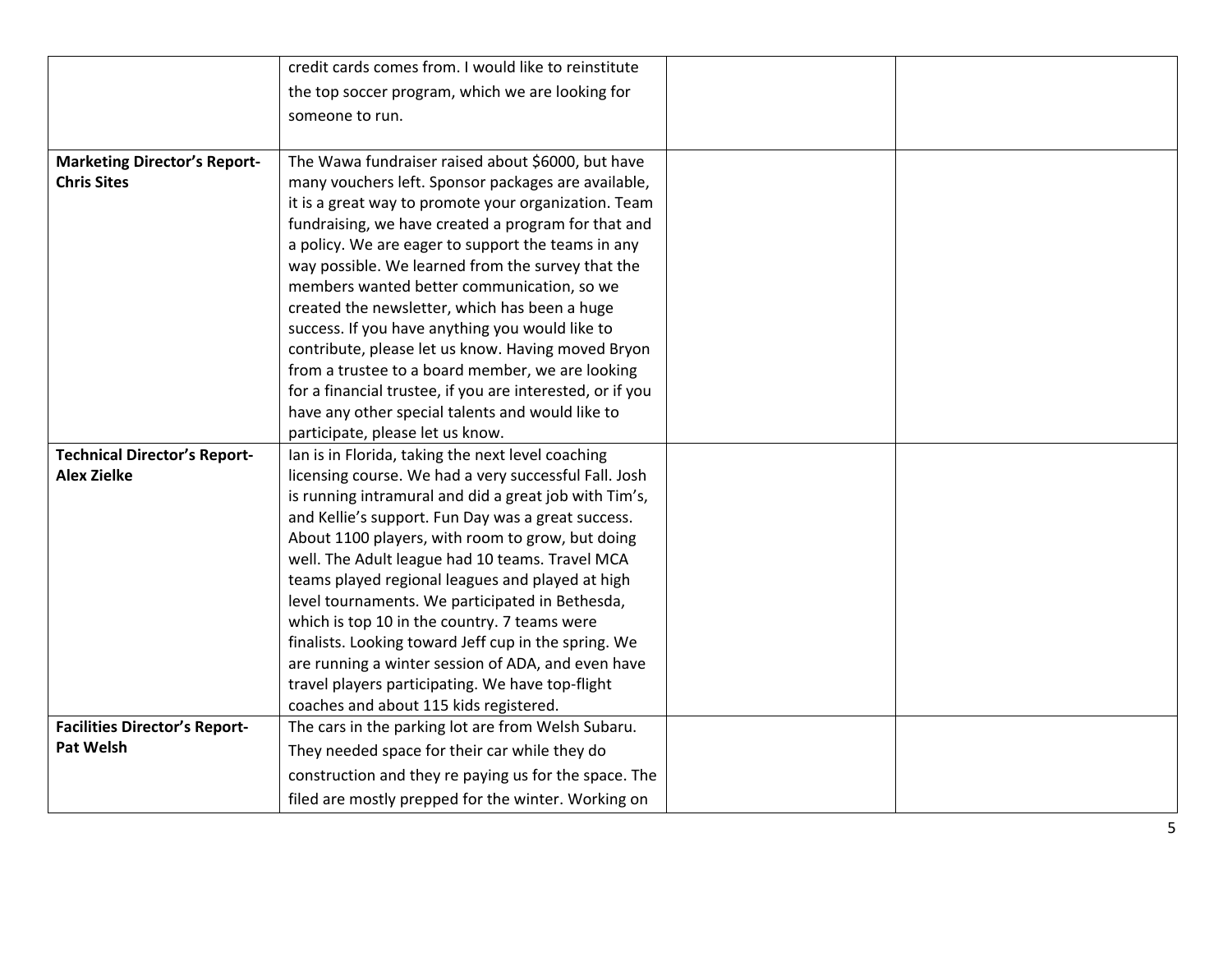| | | | |
|---|---|---|---|
| | credit cards comes from. I would like to reinstitute the top soccer program, which we are looking for someone to run. | | |
| **Marketing Director's Report-Chris Sites** | The Wawa fundraiser raised about $6000, but have many vouchers left. Sponsor packages are available, it is a great way to promote your organization. Team fundraising, we have created a program for that and a policy. We are eager to support the teams in any way possible. We learned from the survey that the members wanted better communication, so we created the newsletter, which has been a huge success. If you have anything you would like to contribute, please let us know. Having moved Bryon from a trustee to a board member, we are looking for a financial trustee, if you are interested, or if you have any other special talents and would like to participate, please let us know. | | |
| **Technical Director's Report-Alex Zielke** | Ian is in Florida, taking the next level coaching licensing course. We had a very successful Fall. Josh is running intramural and did a great job with Tim's, and Kellie's support. Fun Day was a great success. About 1100 players, with room to grow, but doing well. The Adult league had 10 teams. Travel MCA teams played regional leagues and played at high level tournaments. We participated in Bethesda, which is top 10 in the country. 7 teams were finalists. Looking toward Jeff cup in the spring. We are running a winter session of ADA, and even have travel players participating. We have top-flight coaches and about 115 kids registered. | | |
| **Facilities Director's Report-Pat Welsh** | The cars in the parking lot are from Welsh Subaru. They needed space for their car while they do construction and they re paying us for the space. The filed are mostly prepped for the winter. Working on | | |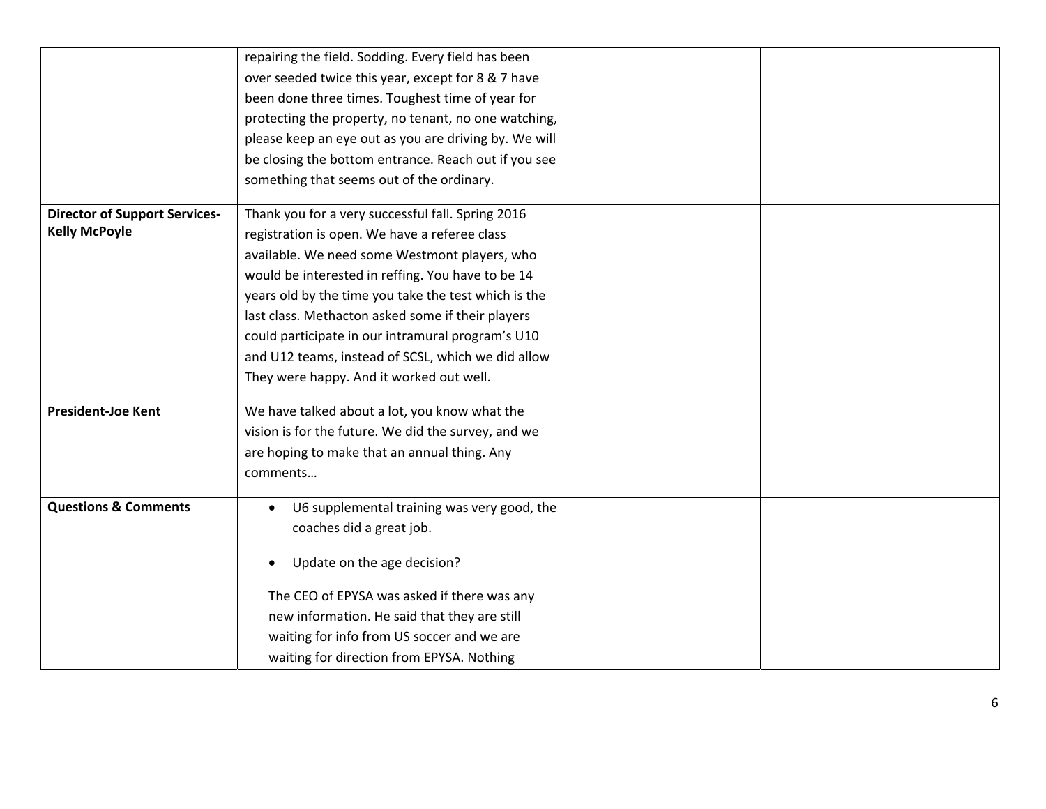| | | | |
|---|---|---|---|
| | repairing the field. Sodding. Every field has been over seeded twice this year, except for 8 & 7 have been done three times. Toughest time of year for protecting the property, no tenant, no one watching, please keep an eye out as you are driving by. We will be closing the bottom entrance. Reach out if you see something that seems out of the ordinary. | | |
| **Director of Support Services-Kelly McPoyle** | Thank you for a very successful fall. Spring 2016 registration is open. We have a referee class available. We need some Westmont players, who would be interested in reffing. You have to be 14 years old by the time you take the test which is the last class. Methacton asked some if their players could participate in our intramural program's U10 and U12 teams, instead of SCSL, which we did allow They were happy. And it worked out well. | | |
| **President-Joe Kent** | We have talked about a lot, you know what the vision is for the future. We did the survey, and we are hoping to make that an annual thing. Any comments… | | |
| **Questions & Comments** | • U6 supplemental training was very good, the coaches did a great job.<br>• Update on the age decision?<br><br>The CEO of EPYSA was asked if there was any new information. He said that they are still waiting for info from US soccer and we are waiting for direction from EPYSA. Nothing | | |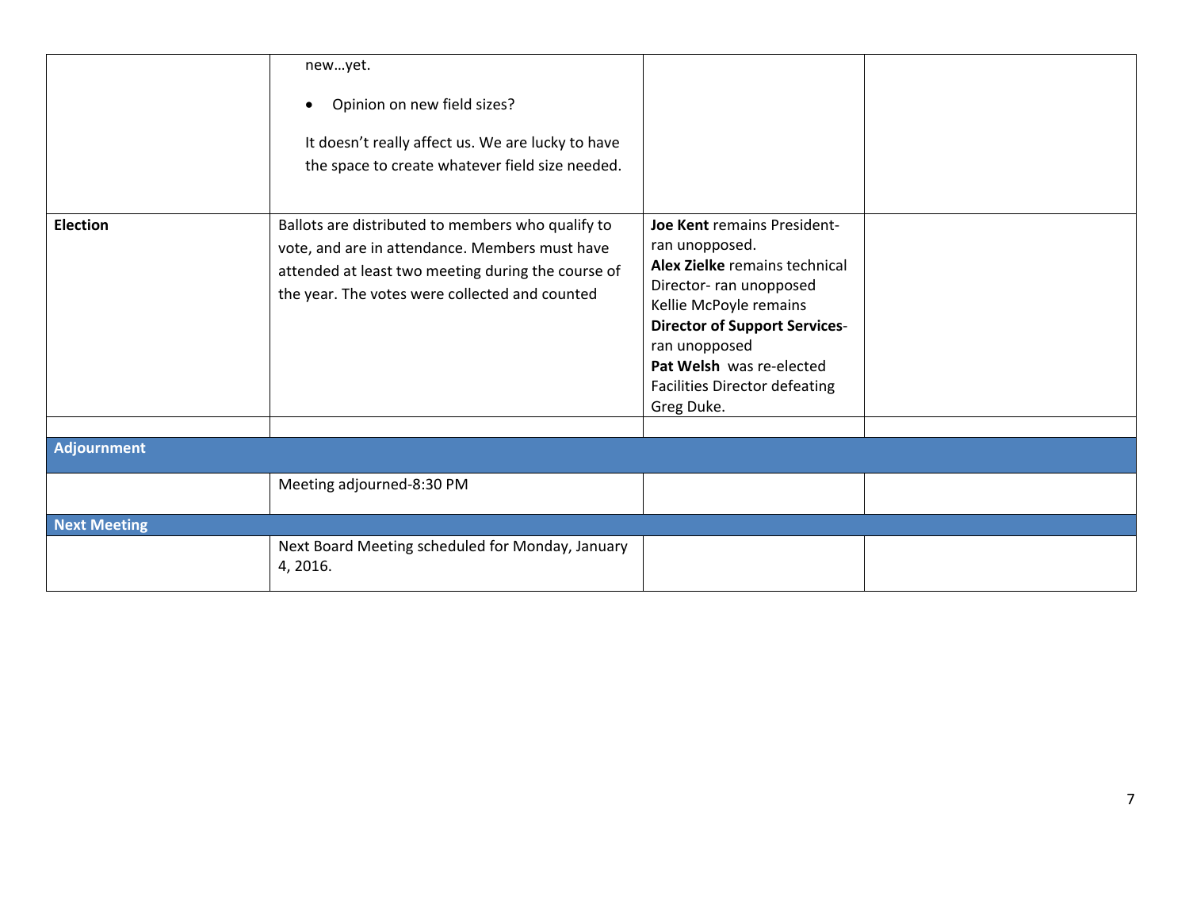| | | | |
|---|---|---|---|
| | new…yet.<br><br>• Opinion on new field sizes?<br><br>It doesn't really affect us. We are lucky to have the space to create whatever field size needed. | | |
| **Election** | Ballots are distributed to members who qualify to vote, and are in attendance. Members must have attended at least two meeting during the course of the year. The votes were collected and counted | **Joe Kent** remains President- ran unopposed.<br>**Alex Zielke** remains technical Director- ran unopposed<br>Kellie McPoyle remains **Director of Support Services**- ran unopposed<br>**Pat Welsh** was re-elected Facilities Director defeating Greg Duke. | |
| | | | |
| **Adjournment** | | | |
| | Meeting adjourned-8:30 PM | | |
| **Next Meeting** | | | |
| | Next Board Meeting scheduled for Monday, January 4, 2016. | | |